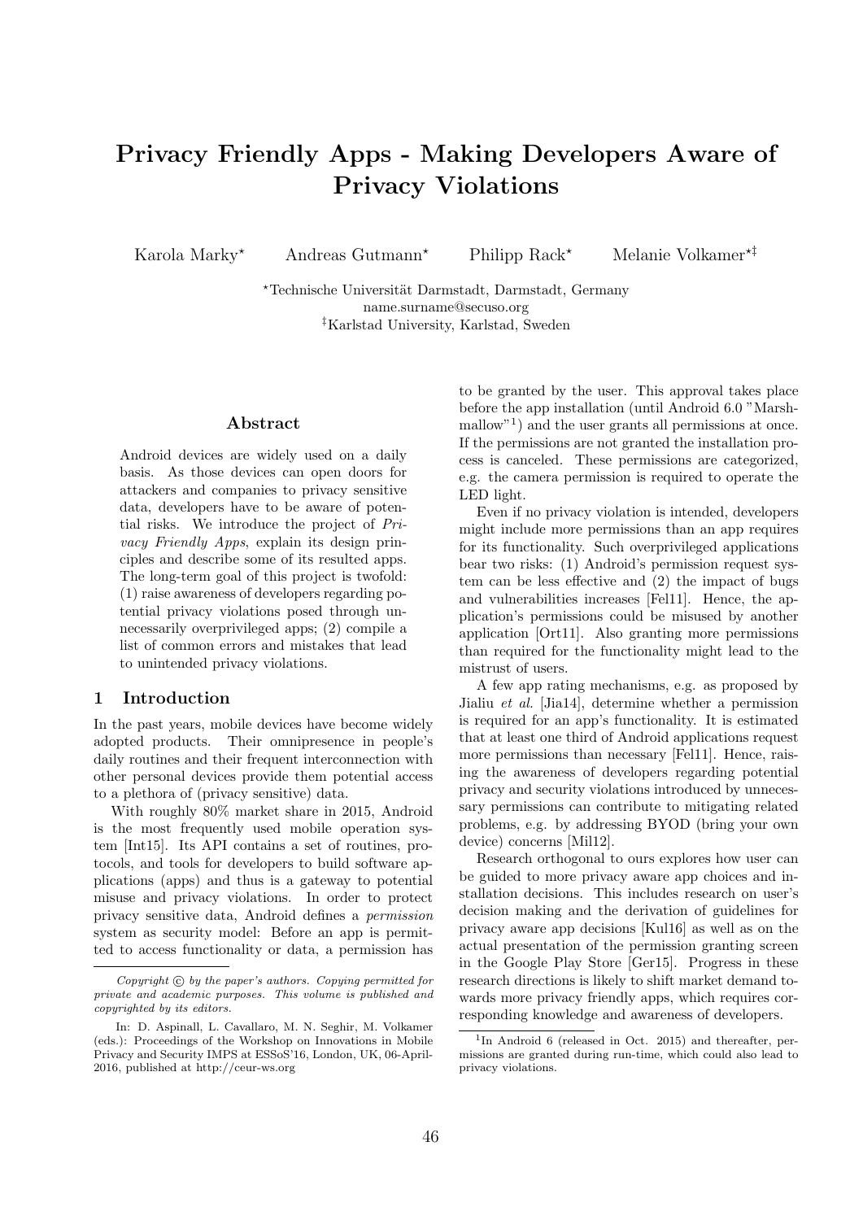# Privacy Friendly Apps - Making Developers Aware of Privacy Violations

Karola Marky[⋆] Andreas Gutmann[⋆] Philipp Rack[⋆] Melanie Volkamer[⋆‡]

[⋆]Technische Universität Darmstadt, Darmstadt, Germany
name.surname@secuso.org
[‡]Karlstad University, Karlstad, Sweden

### Abstract

Android devices are widely used on a daily basis. As those devices can open doors for attackers and companies to privacy sensitive data, developers have to be aware of potential risks. We introduce the project of *Privacy Friendly Apps*, explain its design principles and describe some of its resulted apps. The long-term goal of this project is twofold: (1) raise awareness of developers regarding potential privacy violations posed through unnecessarily overprivileged apps; (2) compile a list of common errors and mistakes that lead to unintended privacy violations.

## 1 Introduction

In the past years, mobile devices have become widely adopted products. Their omnipresence in people's daily routines and their frequent interconnection with other personal devices provide them potential access to a plethora of (privacy sensitive) data.

With roughly 80% market share in 2015, Android is the most frequently used mobile operation system [Int15]. Its API contains a set of routines, protocols, and tools for developers to build software applications (apps) and thus is a gateway to potential misuse and privacy violations. In order to protect privacy sensitive data, Android defines a *permission* system as security model: Before an app is permitted to access functionality or data, a permission has to be granted by the user. This approval takes place before the app installation (until Android 6.0 "Marshmallow"[1]) and the user grants all permissions at once. If the permissions are not granted the installation process is canceled. These permissions are categorized, e.g. the camera permission is required to operate the LED light.

Even if no privacy violation is intended, developers might include more permissions than an app requires for its functionality. Such overprivileged applications bear two risks: (1) Android's permission request system can be less effective and (2) the impact of bugs and vulnerabilities increases [Fel11]. Hence, the application's permissions could be misused by another application [Ort11]. Also granting more permissions than required for the functionality might lead to the mistrust of users.

A few app rating mechanisms, e.g. as proposed by Jialiu *et al.* [Jia14], determine whether a permission is required for an app's functionality. It is estimated that at least one third of Android applications request more permissions than necessary [Fel11]. Hence, raising the awareness of developers regarding potential privacy and security violations introduced by unnecessary permissions can contribute to mitigating related problems, e.g. by addressing BYOD (bring your own device) concerns [Mil12].

Research orthogonal to ours explores how user can be guided to more privacy aware app choices and installation decisions. This includes research on user's decision making and the derivation of guidelines for privacy aware app decisions [Kul16] as well as on the actual presentation of the permission granting screen in the Google Play Store [Ger15]. Progress in these research directions is likely to shift market demand towards more privacy friendly apps, which requires corresponding knowledge and awareness of developers.

---

*Copyright © by the paper's authors. Copying permitted for private and academic purposes. This volume is published and copyrighted by its editors.*

In: D. Aspinall, L. Cavallaro, M. N. Seghir, M. Volkamer (eds.): Proceedings of the Workshop on Innovations in Mobile Privacy and Security IMPS at ESSoS'16, London, UK, 06-April-2016, published at http://ceur-ws.org

[1] In Android 6 (released in Oct. 2015) and thereafter, permissions are granted during run-time, which could also lead to privacy violations.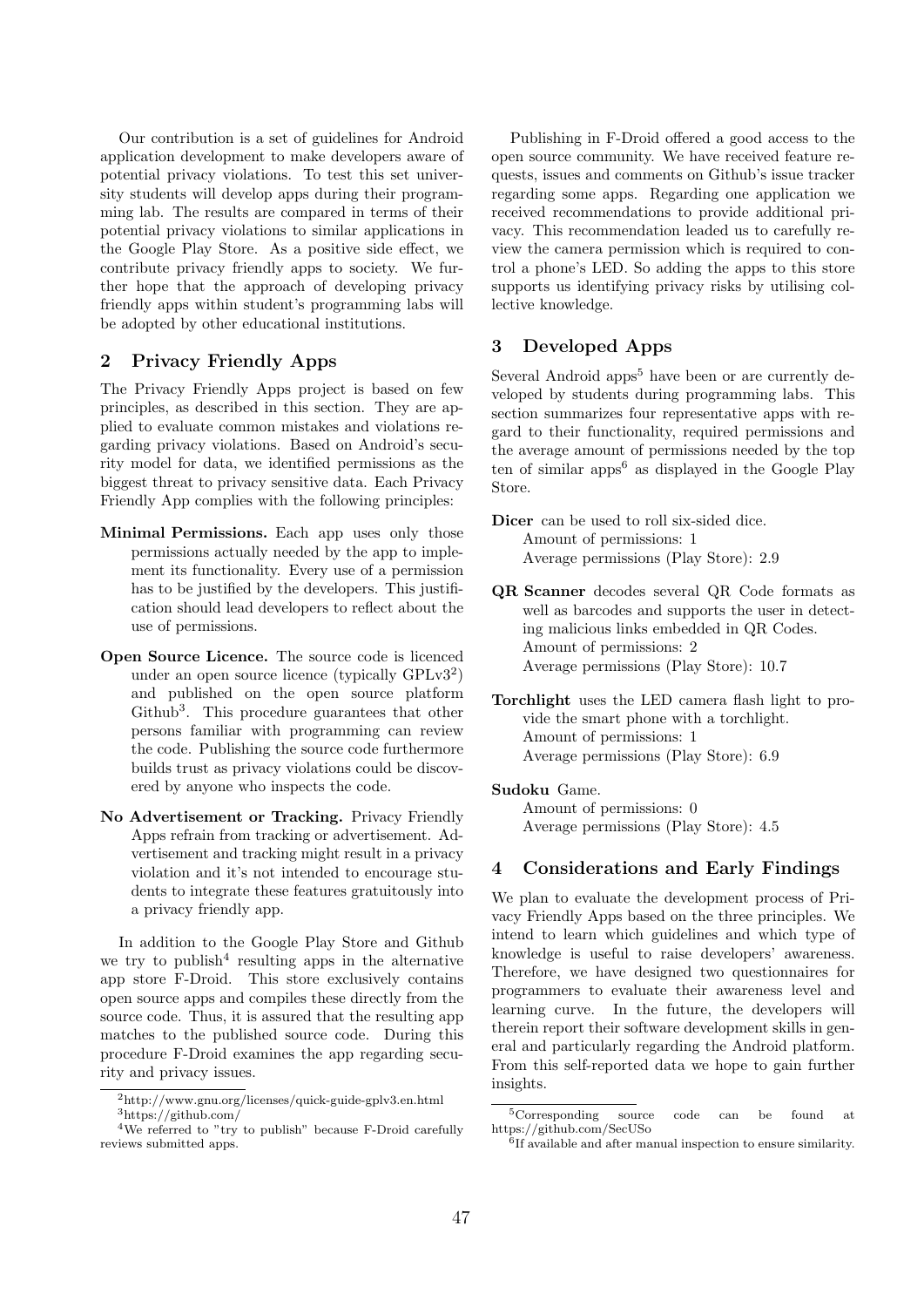Our contribution is a set of guidelines for Android application development to make developers aware of potential privacy violations. To test this set university students will develop apps during their programming lab. The results are compared in terms of their potential privacy violations to similar applications in the Google Play Store. As a positive side effect, we contribute privacy friendly apps to society. We further hope that the approach of developing privacy friendly apps within student's programming labs will be adopted by other educational institutions.

## 2 Privacy Friendly Apps

The Privacy Friendly Apps project is based on few principles, as described in this section. They are applied to evaluate common mistakes and violations regarding privacy violations. Based on Android's security model for data, we identified permissions as the biggest threat to privacy sensitive data. Each Privacy Friendly App complies with the following principles:

- **Minimal Permissions.** Each app uses only those permissions actually needed by the app to implement its functionality. Every use of a permission has to be justified by the developers. This justification should lead developers to reflect about the use of permissions.
- **Open Source Licence.** The source code is licenced under an open source licence (typically GPLv3[2]) and published on the open source platform Github[3]. This procedure guarantees that other persons familiar with programming can review the code. Publishing the source code furthermore builds trust as privacy violations could be discovered by anyone who inspects the code.
- **No Advertisement or Tracking.** Privacy Friendly Apps refrain from tracking or advertisement. Advertisement and tracking might result in a privacy violation and it's not intended to encourage students to integrate these features gratuitously into a privacy friendly app.

In addition to the Google Play Store and Github we try to publish[4] resulting apps in the alternative app store F-Droid. This store exclusively contains open source apps and compiles these directly from the source code. Thus, it is assured that the resulting app matches to the published source code. During this procedure F-Droid examines the app regarding security and privacy issues.

Publishing in F-Droid offered a good access to the open source community. We have received feature requests, issues and comments on Github's issue tracker regarding some apps. Regarding one application we received recommendations to provide additional privacy. This recommendation leaded us to carefully review the camera permission which is required to control a phone's LED. So adding the apps to this store supports us identifying privacy risks by utilising collective knowledge.

## 3 Developed Apps

Several Android apps[5] have been or are currently developed by students during programming labs. This section summarizes four representative apps with regard to their functionality, required permissions and the average amount of permissions needed by the top ten of similar apps[6] as displayed in the Google Play Store.

**Dicer** can be used to roll six-sided dice.
Amount of permissions: 1
Average permissions (Play Store): 2.9

**QR Scanner** decodes several QR Code formats as well as barcodes and supports the user in detecting malicious links embedded in QR Codes.
Amount of permissions: 2
Average permissions (Play Store): 10.7

**Torchlight** uses the LED camera flash light to provide the smart phone with a torchlight.
Amount of permissions: 1
Average permissions (Play Store): 6.9

**Sudoku** Game.
Amount of permissions: 0
Average permissions (Play Store): 4.5

## 4 Considerations and Early Findings

We plan to evaluate the development process of Privacy Friendly Apps based on the three principles. We intend to learn which guidelines and which type of knowledge is useful to raise developers' awareness. Therefore, we have designed two questionnaires for programmers to evaluate their awareness level and learning curve. In the future, the developers will therein report their software development skills in general and particularly regarding the Android platform. From this self-reported data we hope to gain further insights.

---

[2] http://www.gnu.org/licenses/quick-guide-gplv3.en.html

[3] https://github.com/

[4] We referred to "try to publish" because F-Droid carefully reviews submitted apps.

[5] Corresponding source code can be found at https://github.com/SecUSo

[6] If available and after manual inspection to ensure similarity.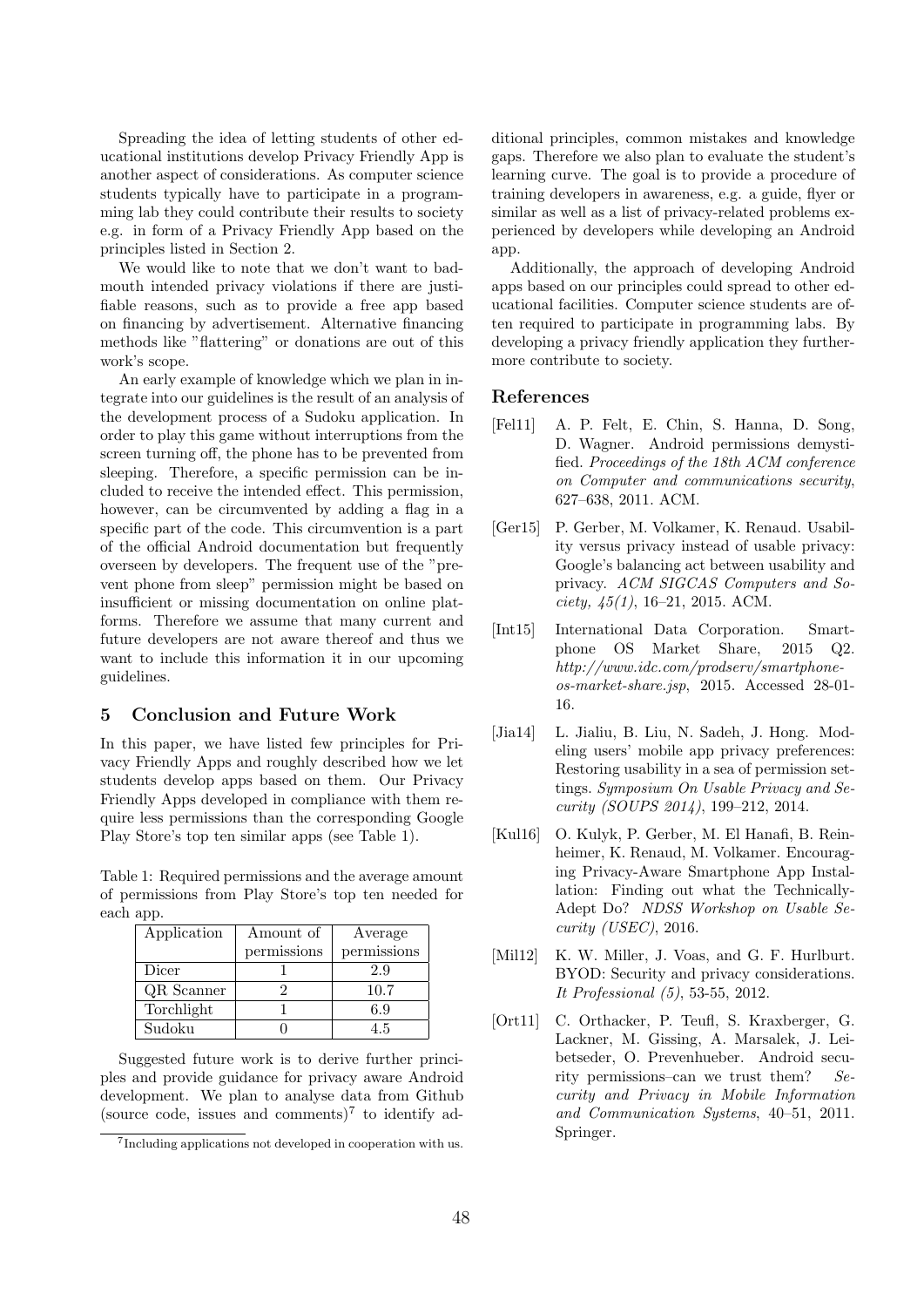Spreading the idea of letting students of other educational institutions develop Privacy Friendly App is another aspect of considerations. As computer science students typically have to participate in a programming lab they could contribute their results to society e.g. in form of a Privacy Friendly App based on the principles listed in Section 2.

We would like to note that we don't want to badmouth intended privacy violations if there are justifiable reasons, such as to provide a free app based on financing by advertisement. Alternative financing methods like "flattering" or donations are out of this work's scope.

An early example of knowledge which we plan in integrate into our guidelines is the result of an analysis of the development process of a Sudoku application. In order to play this game without interruptions from the screen turning off, the phone has to be prevented from sleeping. Therefore, a specific permission can be included to receive the intended effect. This permission, however, can be circumvented by adding a flag in a specific part of the code. This circumvention is a part of the official Android documentation but frequently overseen by developers. The frequent use of the "prevent phone from sleep" permission might be based on insufficient or missing documentation on online platforms. Therefore we assume that many current and future developers are not aware thereof and thus we want to include this information it in our upcoming guidelines.

## 5 Conclusion and Future Work

In this paper, we have listed few principles for Privacy Friendly Apps and roughly described how we let students develop apps based on them. Our Privacy Friendly Apps developed in compliance with them require less permissions than the corresponding Google Play Store's top ten similar apps (see Table 1).

Table 1: Required permissions and the average amount of permissions from Play Store's top ten needed for each app.

| Application | Amount of permissions | Average permissions |
|---|---|---|
| Dicer | 1 | 2.9 |
| QR Scanner | 2 | 10.7 |
| Torchlight | 1 | 6.9 |
| Sudoku | 0 | 4.5 |

Suggested future work is to derive further principles and provide guidance for privacy aware Android development. We plan to analyse data from Github (source code, issues and comments)[7] to identify additional principles, common mistakes and knowledge gaps. Therefore we also plan to evaluate the student's learning curve. The goal is to provide a procedure of training developers in awareness, e.g. a guide, flyer or similar as well as a list of privacy-related problems experienced by developers while developing an Android app.

Additionally, the approach of developing Android apps based on our principles could spread to other educational facilities. Computer science students are often required to participate in programming labs. By developing a privacy friendly application they furthermore contribute to society.

[7] Including applications not developed in cooperation with us.

## References

[Fel11] A. P. Felt, E. Chin, S. Hanna, D. Song, D. Wagner. Android permissions demystified. *Proceedings of the 18th ACM conference on Computer and communications security*, 627–638, 2011. ACM.

[Ger15] P. Gerber, M. Volkamer, K. Renaud. Usability versus privacy instead of usable privacy: Google's balancing act between usability and privacy. *ACM SIGCAS Computers and Society, 45(1)*, 16–21, 2015. ACM.

[Int15] International Data Corporation. Smartphone OS Market Share, 2015 Q2. *http://www.idc.com/prodserv/smartphone-os-market-share.jsp*, 2015. Accessed 28-01-16.

[Jia14] L. Jialiu, B. Liu, N. Sadeh, J. Hong. Modeling users' mobile app privacy preferences: Restoring usability in a sea of permission settings. *Symposium On Usable Privacy and Security (SOUPS 2014)*, 199–212, 2014.

[Kul16] O. Kulyk, P. Gerber, M. El Hanafi, B. Reinheimer, K. Renaud, M. Volkamer. Encouraging Privacy-Aware Smartphone App Installation: Finding out what the Technically-Adept Do? *NDSS Workshop on Usable Security (USEC)*, 2016.

[Mil12] K. W. Miller, J. Voas, and G. F. Hurlburt. BYOD: Security and privacy considerations. *It Professional (5)*, 53-55, 2012.

[Ort11] C. Orthacker, P. Teufl, S. Kraxberger, G. Lackner, M. Gissing, A. Marsalek, J. Leibetseder, O. Prevenhueber. Android security permissions–can we trust them? *Security and Privacy in Mobile Information and Communication Systems*, 40–51, 2011. Springer.